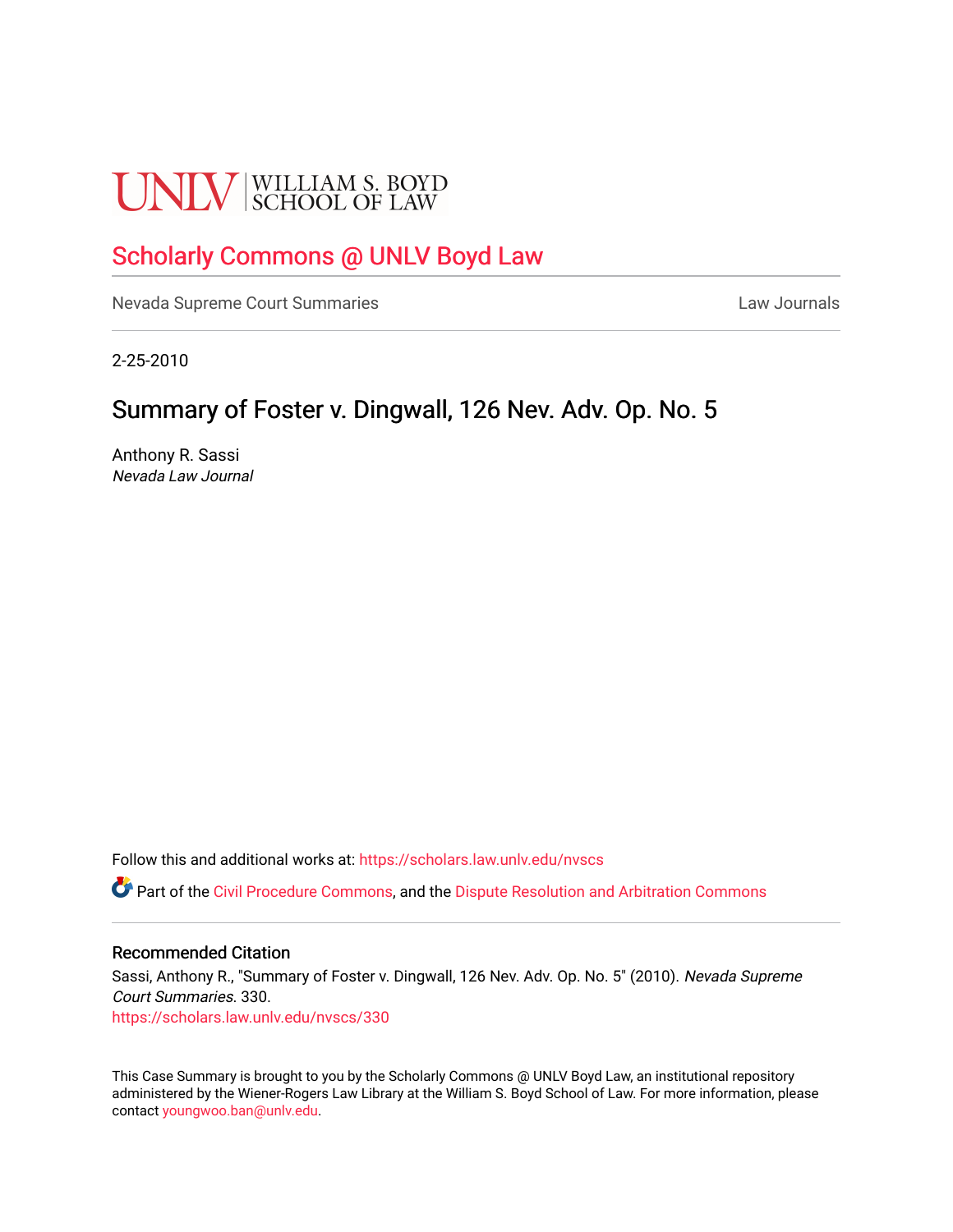UNLV | WILLIAM S. BOYD SCHOOL OF LAW

# Scholarly Commons @ UNLV Boyd Law

Nevada Supreme Court Summaries | Law Journals

2-25-2010

## Summary of Foster v. Dingwall, 126 Nev. Adv. Op. No. 5

Anthony R. Sassi
*Nevada Law Journal*

Follow this and additional works at: https://scholars.law.unlv.edu/nvscs

Part of the Civil Procedure Commons, and the Dispute Resolution and Arbitration Commons

### Recommended Citation

Sassi, Anthony R., "Summary of Foster v. Dingwall, 126 Nev. Adv. Op. No. 5" (2010). *Nevada Supreme Court Summaries*. 330.
https://scholars.law.unlv.edu/nvscs/330

This Case Summary is brought to you by the Scholarly Commons @ UNLV Boyd Law, an institutional repository administered by the Wiener-Rogers Law Library at the William S. Boyd School of Law. For more information, please contact youngwoo.ban@unlv.edu.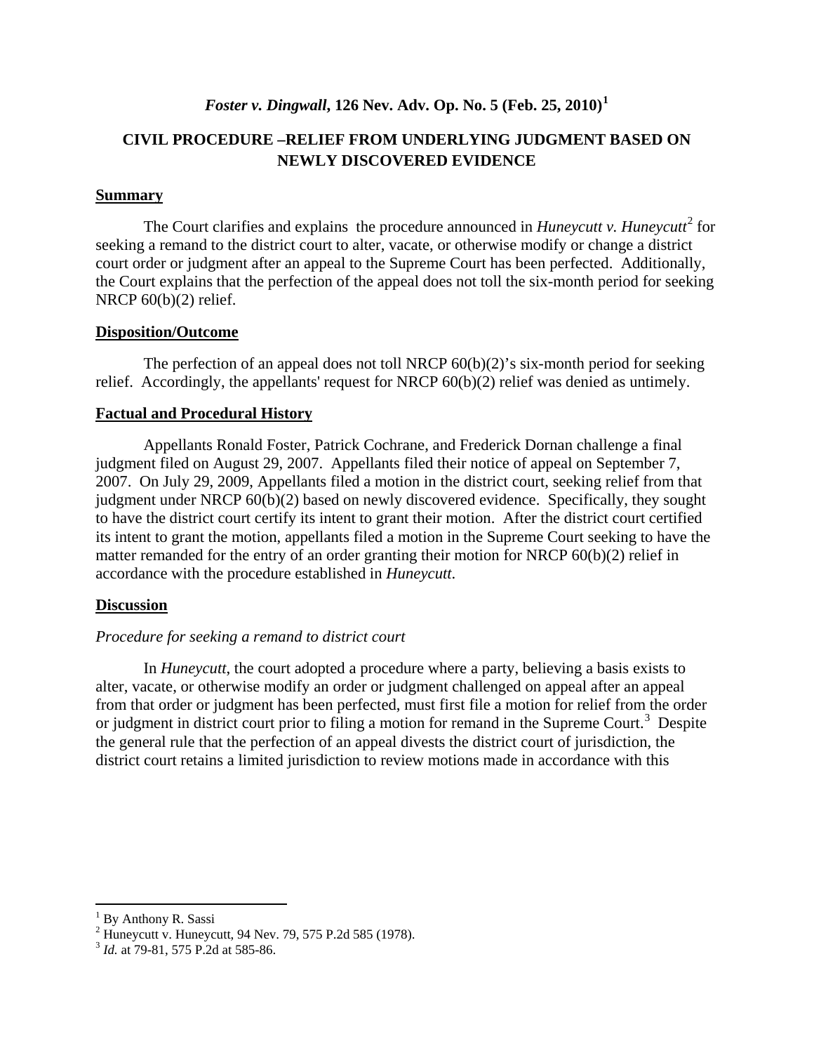# *Foster v. Dingwall*, 126 Nev. Adv. Op. No. 5 (Feb. 25, 2010)[1]

## CIVIL PROCEDURE –RELIEF FROM UNDERLYING JUDGMENT BASED ON NEWLY DISCOVERED EVIDENCE

### Summary

The Court clarifies and explains the procedure announced in *Huneycutt v. Huneycutt*[2] for seeking a remand to the district court to alter, vacate, or otherwise modify or change a district court order or judgment after an appeal to the Supreme Court has been perfected. Additionally, the Court explains that the perfection of the appeal does not toll the six-month period for seeking NRCP 60(b)(2) relief.

### Disposition/Outcome

The perfection of an appeal does not toll NRCP 60(b)(2)'s six-month period for seeking relief. Accordingly, the appellants' request for NRCP 60(b)(2) relief was denied as untimely.

### Factual and Procedural History

Appellants Ronald Foster, Patrick Cochrane, and Frederick Dornan challenge a final judgment filed on August 29, 2007. Appellants filed their notice of appeal on September 7, 2007. On July 29, 2009, Appellants filed a motion in the district court, seeking relief from that judgment under NRCP 60(b)(2) based on newly discovered evidence. Specifically, they sought to have the district court certify its intent to grant their motion. After the district court certified its intent to grant the motion, appellants filed a motion in the Supreme Court seeking to have the matter remanded for the entry of an order granting their motion for NRCP 60(b)(2) relief in accordance with the procedure established in *Huneycutt*.

### Discussion

*Procedure for seeking a remand to district court*

In *Huneycutt*, the court adopted a procedure where a party, believing a basis exists to alter, vacate, or otherwise modify an order or judgment challenged on appeal after an appeal from that order or judgment has been perfected, must first file a motion for relief from the order or judgment in district court prior to filing a motion for remand in the Supreme Court.[3] Despite the general rule that the perfection of an appeal divests the district court of jurisdiction, the district court retains a limited jurisdiction to review motions made in accordance with this

---

[1] By Anthony R. Sassi

[2] Huneycutt v. Huneycutt, 94 Nev. 79, 575 P.2d 585 (1978).

[3] *Id.* at 79-81, 575 P.2d at 585-86.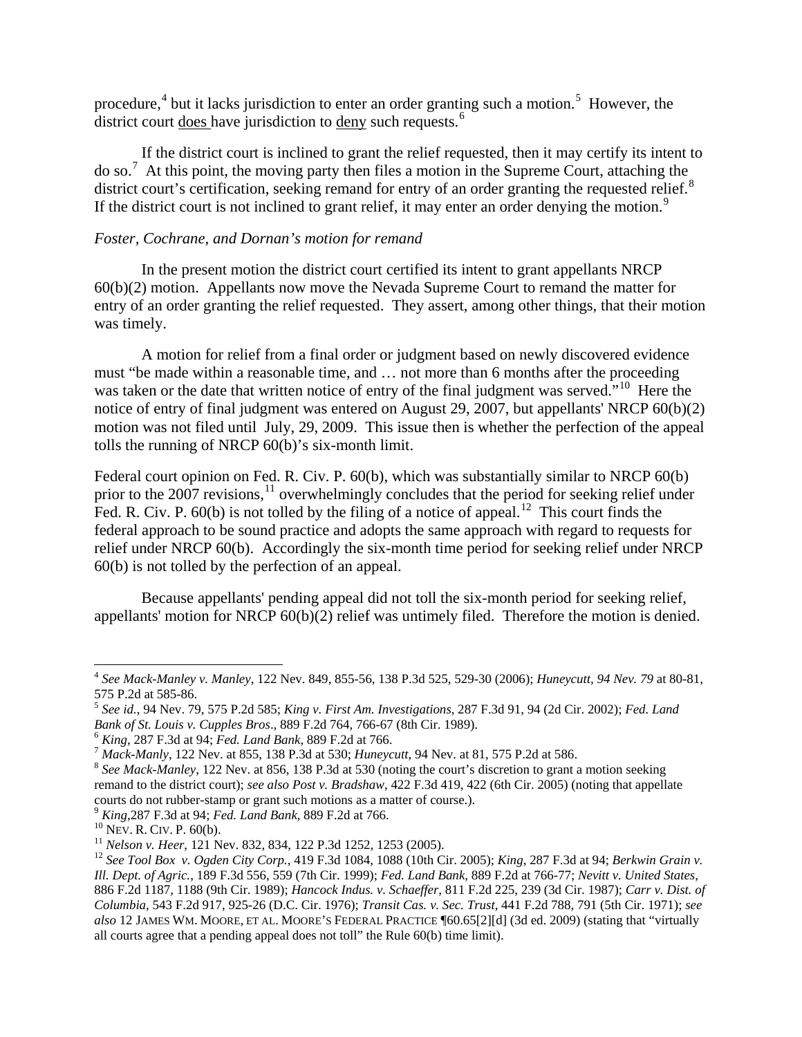procedure,[4] but it lacks jurisdiction to enter an order granting such a motion.[5] However, the district court <u>does</u> have jurisdiction to <u>deny</u> such requests.[6]

If the district court is inclined to grant the relief requested, then it may certify its intent to do so.[7] At this point, the moving party then files a motion in the Supreme Court, attaching the district court's certification, seeking remand for entry of an order granting the requested relief.[8] If the district court is not inclined to grant relief, it may enter an order denying the motion.[9]

*Foster, Cochrane, and Dornan's motion for remand*

In the present motion the district court certified its intent to grant appellants NRCP 60(b)(2) motion. Appellants now move the Nevada Supreme Court to remand the matter for entry of an order granting the relief requested. They assert, among other things, that their motion was timely.

A motion for relief from a final order or judgment based on newly discovered evidence must "be made within a reasonable time, and … not more than 6 months after the proceeding was taken or the date that written notice of entry of the final judgment was served."[10] Here the notice of entry of final judgment was entered on August 29, 2007, but appellants' NRCP 60(b)(2) motion was not filed until July, 29, 2009. This issue then is whether the perfection of the appeal tolls the running of NRCP 60(b)'s six-month limit.

Federal court opinion on Fed. R. Civ. P. 60(b), which was substantially similar to NRCP 60(b) prior to the 2007 revisions,[11] overwhelmingly concludes that the period for seeking relief under Fed. R. Civ. P. 60(b) is not tolled by the filing of a notice of appeal.[12] This court finds the federal approach to be sound practice and adopts the same approach with regard to requests for relief under NRCP 60(b). Accordingly the six-month time period for seeking relief under NRCP 60(b) is not tolled by the perfection of an appeal.

Because appellants' pending appeal did not toll the six-month period for seeking relief, appellants' motion for NRCP 60(b)(2) relief was untimely filed. Therefore the motion is denied.

---

[4] *See Mack-Manley v. Manley*, 122 Nev. 849, 855-56, 138 P.3d 525, 529-30 (2006); *Huneycutt, 94 Nev. 79* at 80-81, 575 P.2d at 585-86.

[5] *See id.*, 94 Nev. 79, 575 P.2d 585; *King v. First Am. Investigations*, 287 F.3d 91, 94 (2d Cir. 2002); *Fed. Land Bank of St. Louis v. Cupples Bros*., 889 F.2d 764, 766-67 (8th Cir. 1989).

[6] *King*, 287 F.3d at 94; *Fed. Land Bank*, 889 F.2d at 766.

[7] *Mack-Manly*, 122 Nev. at 855, 138 P.3d at 530; *Huneycutt*, 94 Nev. at 81, 575 P.2d at 586.

[8] *See Mack-Manley*, 122 Nev. at 856, 138 P.3d at 530 (noting the court's discretion to grant a motion seeking remand to the district court); *see also Post v. Bradshaw*, 422 F.3d 419, 422 (6th Cir. 2005) (noting that appellate courts do not rubber-stamp or grant such motions as a matter of course.).

[9] *King*,287 F.3d at 94; *Fed. Land Bank*, 889 F.2d at 766.

[10] NEV. R. CIV. P. 60(b).

[11] *Nelson v. Heer*, 121 Nev. 832, 834, 122 P.3d 1252, 1253 (2005).

[12] *See Tool Box v. Ogden City Corp.*, 419 F.3d 1084, 1088 (10th Cir. 2005); *King*, 287 F.3d at 94; *Berkwin Grain v. Ill. Dept. of Agric.*, 189 F.3d 556, 559 (7th Cir. 1999); *Fed. Land Bank*, 889 F.2d at 766-77; *Nevitt v. United States*, 886 F.2d 1187, 1188 (9th Cir. 1989); *Hancock Indus. v. Schaeffer*, 811 F.2d 225, 239 (3d Cir. 1987); *Carr v. Dist. of Columbia*, 543 F.2d 917, 925-26 (D.C. Cir. 1976); *Transit Cas. v. Sec. Trust*, 441 F.2d 788, 791 (5th Cir. 1971); *see also* 12 JAMES WM. MOORE, ET AL. MOORE'S FEDERAL PRACTICE ¶60.65[2][d] (3d ed. 2009) (stating that "virtually all courts agree that a pending appeal does not toll" the Rule 60(b) time limit).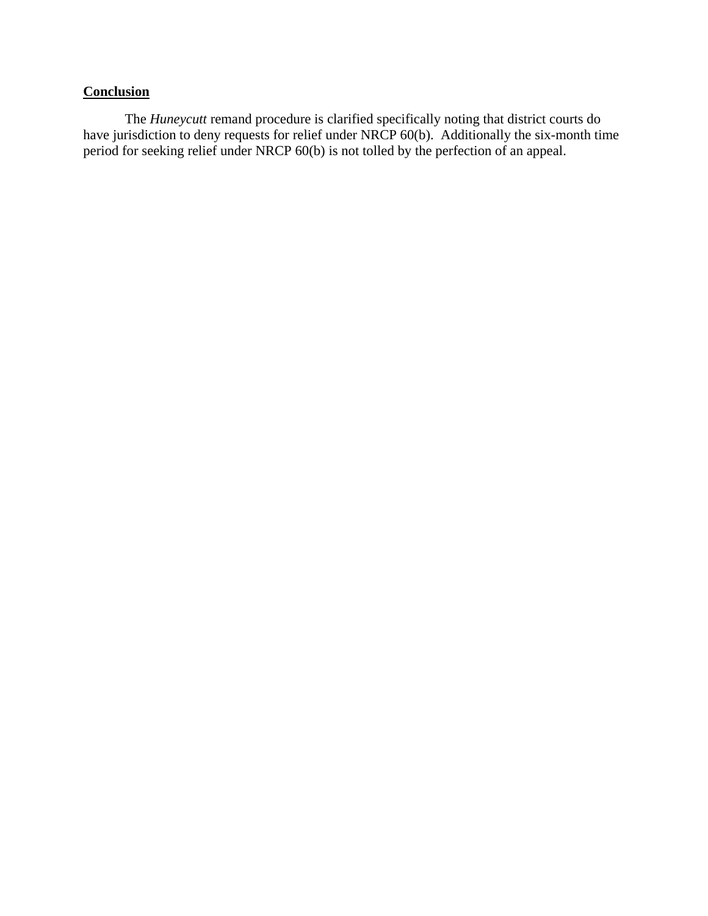**Conclusion**

The *Huneycutt* remand procedure is clarified specifically noting that district courts do have jurisdiction to deny requests for relief under NRCP 60(b). Additionally the six-month time period for seeking relief under NRCP 60(b) is not tolled by the perfection of an appeal.